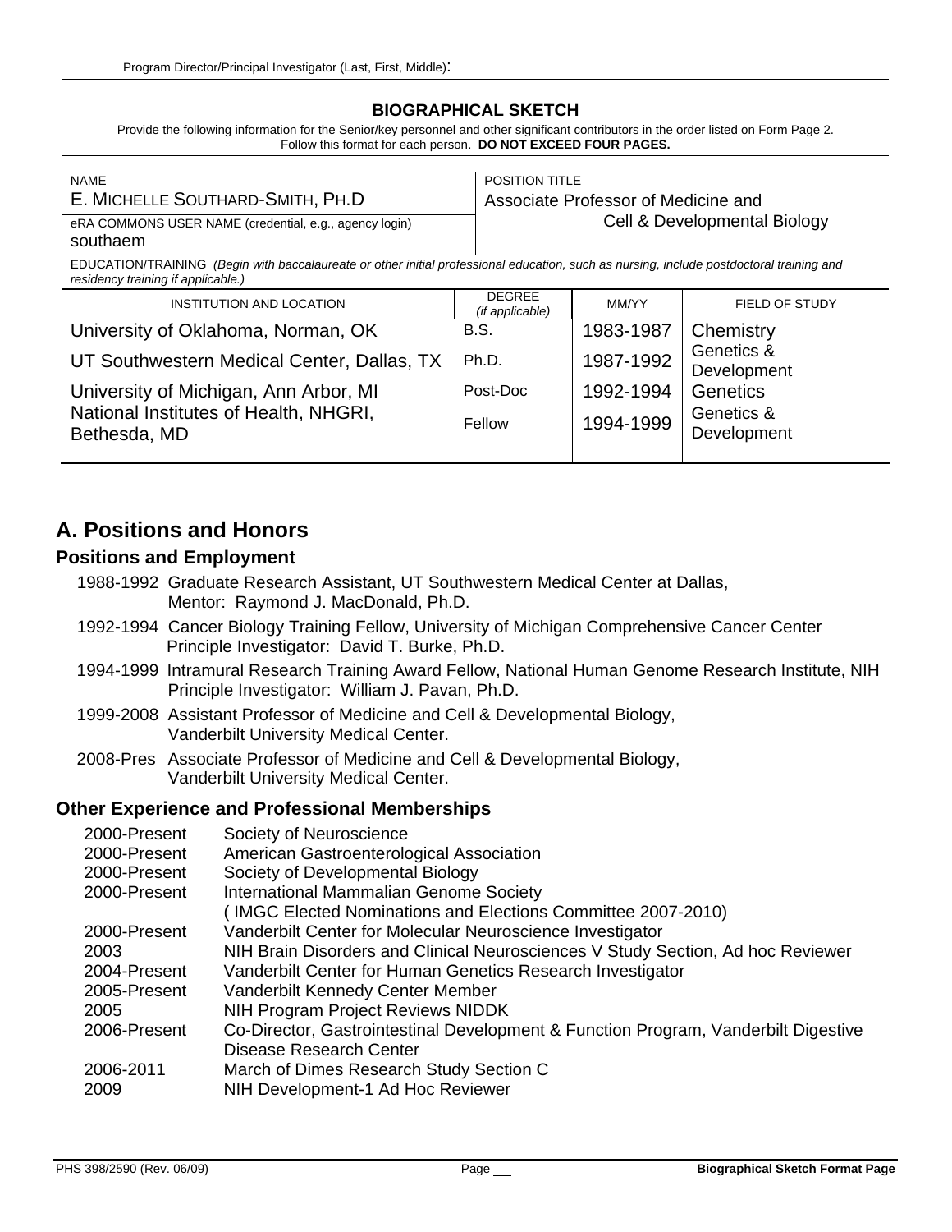Program Director/Principal Investigator (Last, First, Middle):

## BIOGRAPHICAL SKETCH

Provide the following information for the Senior/key personnel and other significant contributors in the order listed on Form Page 2.
Follow this format for each person. **DO NOT EXCEED FOUR PAGES.**

| NAME | POSITION TITLE |
|---|---|
| E. MICHELLE SOUTHARD-SMITH, PH.D | Associate Professor of Medicine and Cell & Developmental Biology |
| eRA COMMONS USER NAME (credential, e.g., agency login) southaem | |

EDUCATION/TRAINING *(Begin with baccalaureate or other initial professional education, such as nursing, include postdoctoral training and residency training if applicable.)*

| INSTITUTION AND LOCATION | DEGREE *(if applicable)* | MM/YY | FIELD OF STUDY |
|---|---|---|---|
| University of Oklahoma, Norman, OK | B.S. | 1983-1987 | Chemistry |
| UT Southwestern Medical Center, Dallas, TX | Ph.D. | 1987-1992 | Genetics & Development |
| University of Michigan, Ann Arbor, MI | Post-Doc | 1992-1994 | Genetics |
| National Institutes of Health, NHGRI, Bethesda, MD | Fellow | 1994-1999 | Genetics & Development |

# A. Positions and Honors

### Positions and Employment

1988-1992 Graduate Research Assistant, UT Southwestern Medical Center at Dallas,
Mentor: Raymond J. MacDonald, Ph.D.

1992-1994 Cancer Biology Training Fellow, University of Michigan Comprehensive Cancer Center
Principle Investigator: David T. Burke, Ph.D.

1994-1999 Intramural Research Training Award Fellow, National Human Genome Research Institute, NIH
Principle Investigator: William J. Pavan, Ph.D.

1999-2008 Assistant Professor of Medicine and Cell & Developmental Biology,
Vanderbilt University Medical Center.

2008-Pres Associate Professor of Medicine and Cell & Developmental Biology,
Vanderbilt University Medical Center.

### Other Experience and Professional Memberships

| | |
|---|---|
| 2000-Present | Society of Neuroscience |
| 2000-Present | American Gastroenterological Association |
| 2000-Present | Society of Developmental Biology |
| 2000-Present | International Mammalian Genome Society ( IMGC Elected Nominations and Elections Committee 2007-2010) |
| 2000-Present | Vanderbilt Center for Molecular Neuroscience Investigator |
| 2003 | NIH Brain Disorders and Clinical Neurosciences V Study Section, Ad hoc Reviewer |
| 2004-Present | Vanderbilt Center for Human Genetics Research Investigator |
| 2005-Present | Vanderbilt Kennedy Center Member |
| 2005 | NIH Program Project Reviews NIDDK |
| 2006-Present | Co-Director, Gastrointestinal Development & Function Program, Vanderbilt Digestive Disease Research Center |
| 2006-2011 | March of Dimes Research Study Section C |
| 2009 | NIH Development-1 Ad Hoc Reviewer |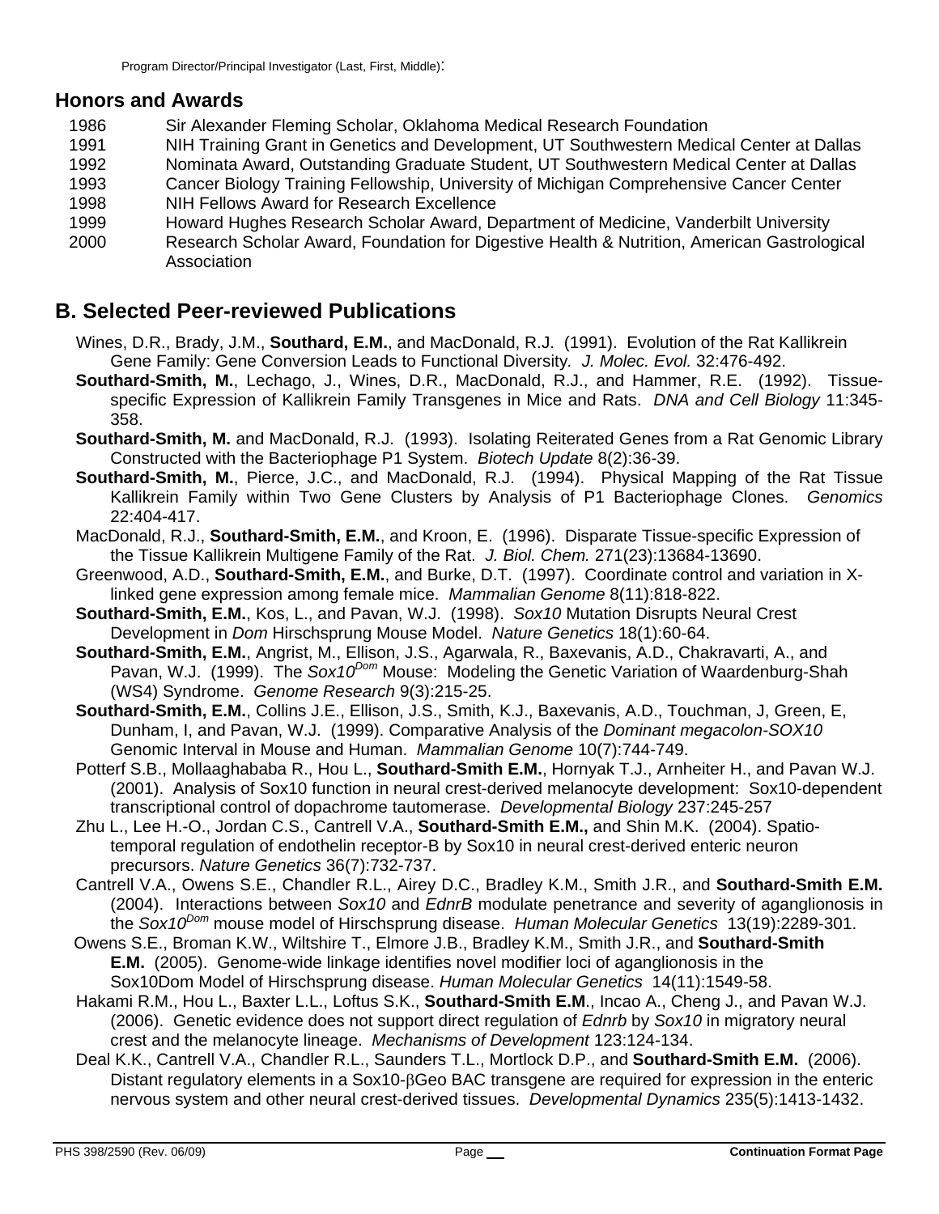## Honors and Awards

1986 Sir Alexander Fleming Scholar, Oklahoma Medical Research Foundation
1991 NIH Training Grant in Genetics and Development, UT Southwestern Medical Center at Dallas
1992 Nominata Award, Outstanding Graduate Student, UT Southwestern Medical Center at Dallas
1993 Cancer Biology Training Fellowship, University of Michigan Comprehensive Cancer Center
1998 NIH Fellows Award for Research Excellence
1999 Howard Hughes Research Scholar Award, Department of Medicine, Vanderbilt University
2000 Research Scholar Award, Foundation for Digestive Health & Nutrition, American Gastrological Association

## B. Selected Peer-reviewed Publications

Wines, D.R., Brady, J.M., **Southard, E.M.**, and MacDonald, R.J. (1991). Evolution of the Rat Kallikrein Gene Family: Gene Conversion Leads to Functional Diversity. *J. Molec. Evol.* 32:476-492.

**Southard-Smith, M.**, Lechago, J., Wines, D.R., MacDonald, R.J., and Hammer, R.E. (1992). Tissue-specific Expression of Kallikrein Family Transgenes in Mice and Rats. *DNA and Cell Biology* 11:345-358.

**Southard-Smith, M.** and MacDonald, R.J. (1993). Isolating Reiterated Genes from a Rat Genomic Library Constructed with the Bacteriophage P1 System. *Biotech Update* 8(2):36-39.

**Southard-Smith, M.**, Pierce, J.C., and MacDonald, R.J. (1994). Physical Mapping of the Rat Tissue Kallikrein Family within Two Gene Clusters by Analysis of P1 Bacteriophage Clones. *Genomics* 22:404-417.

MacDonald, R.J., **Southard-Smith, E.M.**, and Kroon, E. (1996). Disparate Tissue-specific Expression of the Tissue Kallikrein Multigene Family of the Rat. *J. Biol. Chem.* 271(23):13684-13690.

Greenwood, A.D., **Southard-Smith, E.M.**, and Burke, D.T. (1997). Coordinate control and variation in X-linked gene expression among female mice. *Mammalian Genome* 8(11):818-822.

**Southard-Smith, E.M.**, Kos, L., and Pavan, W.J. (1998). *Sox10* Mutation Disrupts Neural Crest Development in *Dom* Hirschsprung Mouse Model. *Nature Genetics* 18(1):60-64.

**Southard-Smith, E.M.**, Angrist, M., Ellison, J.S., Agarwala, R., Baxevanis, A.D., Chakravarti, A., and Pavan, W.J. (1999). The *Sox10$^{Dom}$* Mouse: Modeling the Genetic Variation of Waardenburg-Shah (WS4) Syndrome. *Genome Research* 9(3):215-25.

**Southard-Smith, E.M.**, Collins J.E., Ellison, J.S., Smith, K.J., Baxevanis, A.D., Touchman, J, Green, E, Dunham, I, and Pavan, W.J. (1999). Comparative Analysis of the *Dominant megacolon-SOX10* Genomic Interval in Mouse and Human. *Mammalian Genome* 10(7):744-749.

Potterf S.B., Mollaaghababa R., Hou L., **Southard-Smith E.M.**, Hornyak T.J., Arnheiter H., and Pavan W.J. (2001). Analysis of Sox10 function in neural crest-derived melanocyte development: Sox10-dependent transcriptional control of dopachrome tautomerase. *Developmental Biology* 237:245-257

Zhu L., Lee H.-O., Jordan C.S., Cantrell V.A., **Southard-Smith E.M.,** and Shin M.K. (2004). Spatio-temporal regulation of endothelin receptor-B by Sox10 in neural crest-derived enteric neuron precursors. *Nature Genetics* 36(7):732-737.

Cantrell V.A., Owens S.E., Chandler R.L., Airey D.C., Bradley K.M., Smith J.R., and **Southard-Smith E.M.** (2004). Interactions between *Sox10* and *EdnrB* modulate penetrance and severity of aganglionosis in the *Sox10$^{Dom}$* mouse model of Hirschsprung disease. *Human Molecular Genetics* 13(19):2289-301.

Owens S.E., Broman K.W., Wiltshire T., Elmore J.B., Bradley K.M., Smith J.R., and **Southard-Smith E.M.** (2005). Genome-wide linkage identifies novel modifier loci of aganglionosis in the Sox10Dom Model of Hirschsprung disease. *Human Molecular Genetics* 14(11):1549-58.

Hakami R.M., Hou L., Baxter L.L., Loftus S.K., **Southard-Smith E.M**., Incao A., Cheng J., and Pavan W.J. (2006). Genetic evidence does not support direct regulation of *Ednrb* by *Sox10* in migratory neural crest and the melanocyte lineage. *Mechanisms of Development* 123:124-134.

Deal K.K., Cantrell V.A., Chandler R.L., Saunders T.L., Mortlock D.P., and **Southard-Smith E.M.** (2006). Distant regulatory elements in a Sox10-βGeo BAC transgene are required for expression in the enteric nervous system and other neural crest-derived tissues. *Developmental Dynamics* 235(5):1413-1432.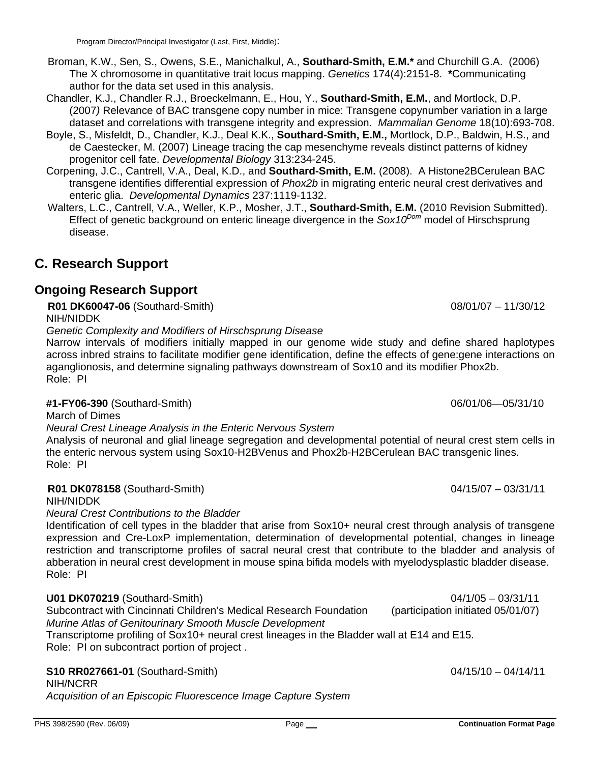Broman, K.W., Sen, S., Owens, S.E., Manichalkul, A., **Southard-Smith, E.M.*** and Churchill G.A. (2006) The X chromosome in quantitative trait locus mapping. *Genetics* 174(4):2151-8. ***Communicating author for the data set used in this analysis.

Chandler, K.J., Chandler R.J., Broeckelmann, E., Hou, Y., **Southard-Smith, E.M.**, and Mortlock, D.P. (2007*)* Relevance of BAC transgene copy number in mice: Transgene copynumber variation in a large dataset and correlations with transgene integrity and expression. *Mammalian Genome* 18(10):693-708.

Boyle, S., Misfeldt, D., Chandler, K.J., Deal K.K., **Southard-Smith, E.M.,** Mortlock, D.P., Baldwin, H.S., and de Caestecker, M. (2007) Lineage tracing the cap mesenchyme reveals distinct patterns of kidney progenitor cell fate. *Developmental Biology* 313:234-245.

Corpening, J.C., Cantrell, V.A., Deal, K.D., and **Southard-Smith, E.M.** (2008). A Histone2BCerulean BAC transgene identifies differential expression of *Phox2b* in migrating enteric neural crest derivatives and enteric glia. *Developmental Dynamics* 237:1119-1132.

Walters, L.C., Cantrell, V.A., Weller, K.P., Mosher, J.T., **Southard-Smith, E.M.** (2010 Revision Submitted). Effect of genetic background on enteric lineage divergence in the *Sox10*$^{Dom}$ model of Hirschsprung disease.

## C. Research Support

## Ongoing Research Support

**R01 DK60047-06** (Southard-Smith) 08/01/07 – 11/30/12
NIH/NIDDK
*Genetic Complexity and Modifiers of Hirschsprung Disease*
Narrow intervals of modifiers initially mapped in our genome wide study and define shared haplotypes across inbred strains to facilitate modifier gene identification, define the effects of gene:gene interactions on aganglionosis, and determine signaling pathways downstream of Sox10 and its modifier Phox2b.
Role: PI

**#1-FY06-390** (Southard-Smith) 06/01/06—05/31/10
March of Dimes
*Neural Crest Lineage Analysis in the Enteric Nervous System*
Analysis of neuronal and glial lineage segregation and developmental potential of neural crest stem cells in the enteric nervous system using Sox10-H2BVenus and Phox2b-H2BCerulean BAC transgenic lines.
Role: PI

**R01 DK078158** (Southard-Smith) 04/15/07 – 03/31/11
NIH/NIDDK
*Neural Crest Contributions to the Bladder*
Identification of cell types in the bladder that arise from Sox10+ neural crest through analysis of transgene expression and Cre-LoxP implementation, determination of developmental potential, changes in lineage restriction and transcriptome profiles of sacral neural crest that contribute to the bladder and analysis of abberation in neural crest development in mouse spina bifida models with myelodysplastic bladder disease.
Role: PI

**U01 DK070219** (Southard-Smith) 04/1/05 – 03/31/11
Subcontract with Cincinnati Children's Medical Research Foundation (participation initiated 05/01/07)
*Murine Atlas of Genitourinary Smooth Muscle Development*
Transcriptome profiling of Sox10+ neural crest lineages in the Bladder wall at E14 and E15.
Role: PI on subcontract portion of project .

**S10 RR027661-01** (Southard-Smith) 04/15/10 – 04/14/11
NIH/NCRR
*Acquisition of an Episcopic Fluorescence Image Capture System*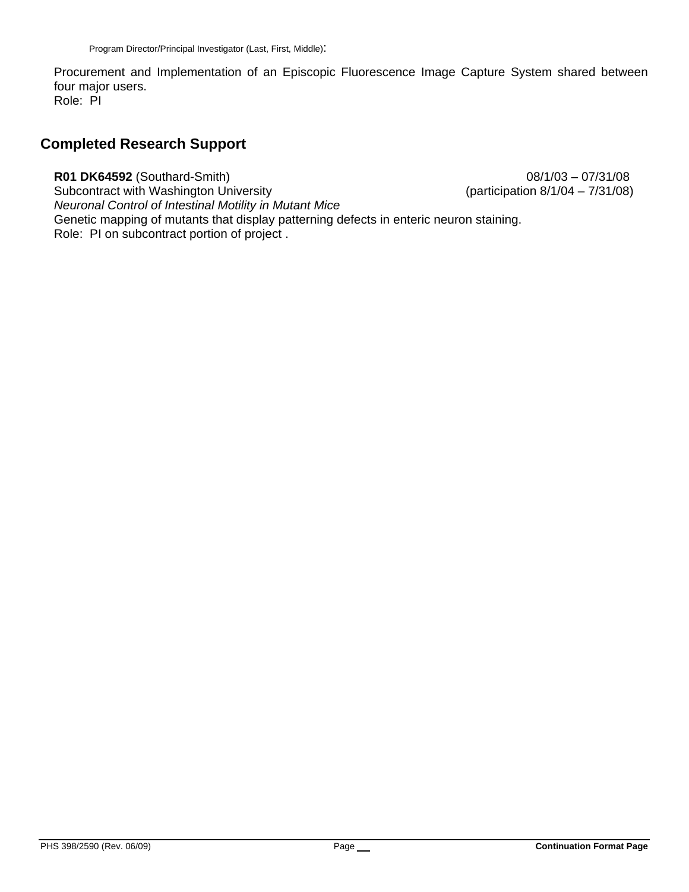Procurement and Implementation of an Episcopic Fluorescence Image Capture System shared between four major users.
Role: PI

## Completed Research Support

**R01 DK64592** (Southard-Smith) 08/1/03 – 07/31/08
Subcontract with Washington University (participation 8/1/04 – 7/31/08)
*Neuronal Control of Intestinal Motility in Mutant Mice*
Genetic mapping of mutants that display patterning defects in enteric neuron staining.
Role: PI on subcontract portion of project .